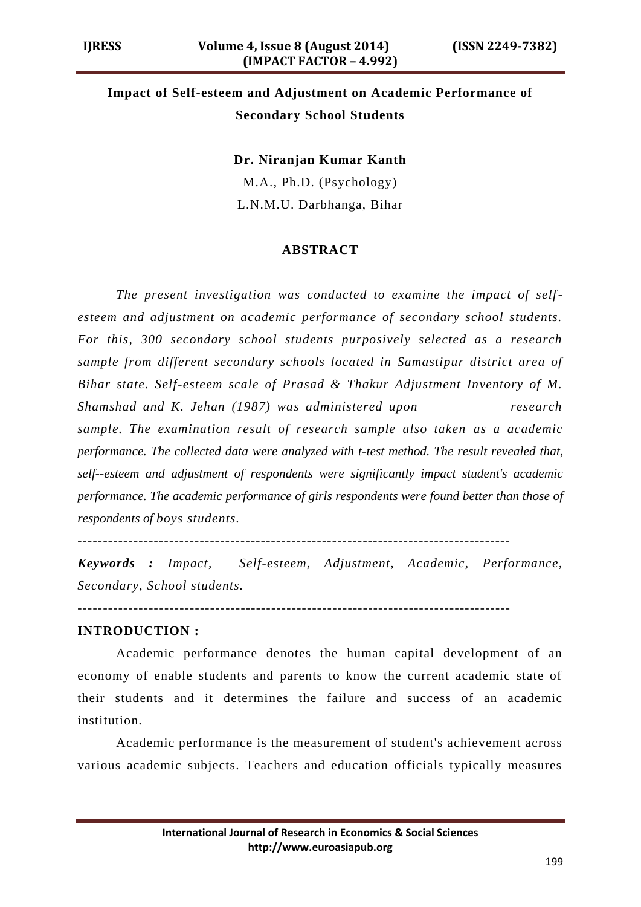# Impact of Self-esteem and Adjustment on Academic Performance of Secondary School Students

**Dr. Niranjan Kumar Kanth**

M.A., Ph.D. (Psychology)

L.N.M.U. Darbhanga, Bihar

## ABSTRACT

*The present investigation was conducted to examine the impact of self-esteem and adjustment on academic performance of secondary school students. For this, 300 secondary school students purposively selected as a research sample from different secondary schools located in Samastipur district area of Bihar state. Self-esteem scale of Prasad & Thakur Adjustment Inventory of M. Shamshad and K. Jehan (1987) was administered upon research sample. The examination result of research sample also taken as a academic performance. The collected data were analyzed with t-test method. The result revealed that, self--esteem and adjustment of respondents were significantly impact student's academic performance. The academic performance of girls respondents were found better than those of respondents of boys students.*

---

***Keywords :*** *Impact, Self-esteem, Adjustment, Academic, Performance, Secondary, School students.*

---

## INTRODUCTION :

Academic performance denotes the human capital development of an economy of enable students and parents to know the current academic state of their students and it determines the failure and success of an academic institution.

Academic performance is the measurement of student's achievement across various academic subjects. Teachers and education officials typically measures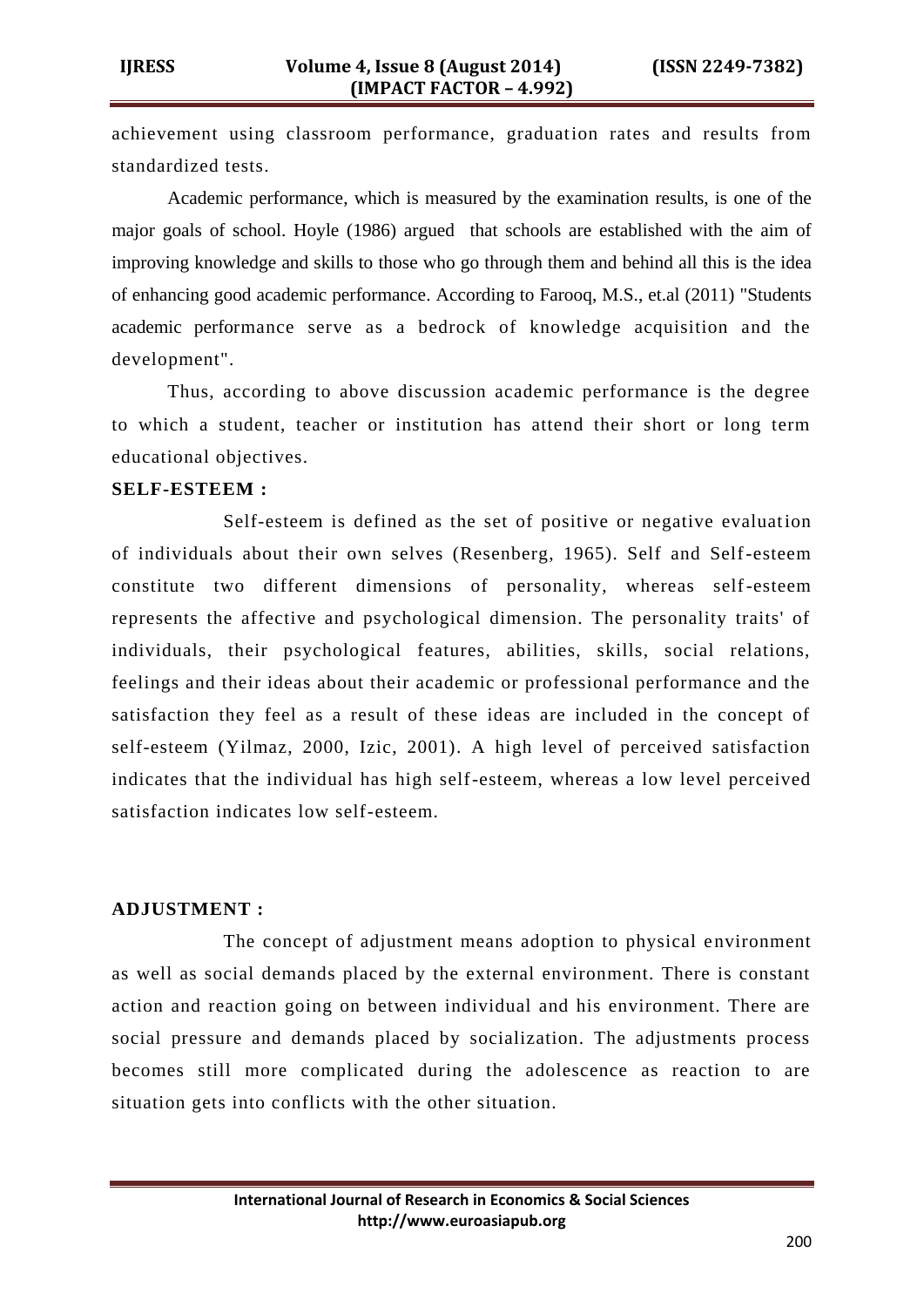achievement using classroom performance, graduation rates and results from standardized tests.

Academic performance, which is measured by the examination results, is one of the major goals of school. Hoyle (1986) argued that schools are established with the aim of improving knowledge and skills to those who go through them and behind all this is the idea of enhancing good academic performance. According to Farooq, M.S., et.al (2011) "Students academic performance serve as a bedrock of knowledge acquisition and the development".

Thus, according to above discussion academic performance is the degree to which a student, teacher or institution has attend their short or long term educational objectives.

**SELF-ESTEEM :**

Self-esteem is defined as the set of positive or negative evaluation of individuals about their own selves (Resenberg, 1965). Self and Self-esteem constitute two different dimensions of personality, whereas self-esteem represents the affective and psychological dimension. The personality traits' of individuals, their psychological features, abilities, skills, social relations, feelings and their ideas about their academic or professional performance and the satisfaction they feel as a result of these ideas are included in the concept of self-esteem (Yilmaz, 2000, Izic, 2001). A high level of perceived satisfaction indicates that the individual has high self-esteem, whereas a low level perceived satisfaction indicates low self-esteem.

**ADJUSTMENT :**

The concept of adjustment means adoption to physical environment as well as social demands placed by the external environment. There is constant action and reaction going on between individual and his environment. There are social pressure and demands placed by socialization. The adjustments process becomes still more complicated during the adolescence as reaction to are situation gets into conflicts with the other situation.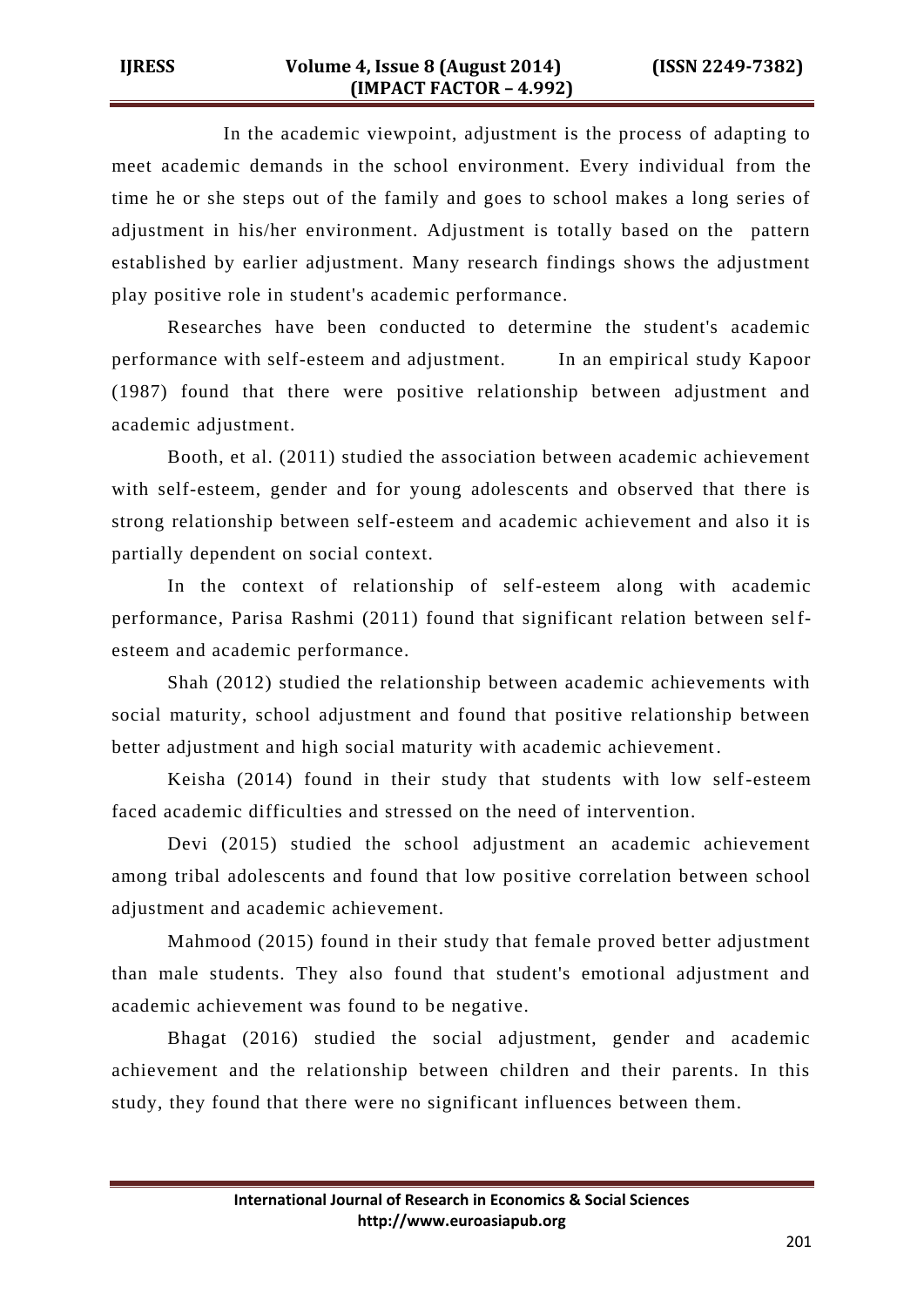In the academic viewpoint, adjustment is the process of adapting to meet academic demands in the school environment. Every individual from the time he or she steps out of the family and goes to school makes a long series of adjustment in his/her environment. Adjustment is totally based on the pattern established by earlier adjustment. Many research findings shows the adjustment play positive role in student's academic performance.

Researches have been conducted to determine the student's academic performance with self-esteem and adjustment. In an empirical study Kapoor (1987) found that there were positive relationship between adjustment and academic adjustment.

Booth, et al. (2011) studied the association between academic achievement with self-esteem, gender and for young adolescents and observed that there is strong relationship between self-esteem and academic achievement and also it is partially dependent on social context.

In the context of relationship of self-esteem along with academic performance, Parisa Rashmi (2011) found that significant relation between self-esteem and academic performance.

Shah (2012) studied the relationship between academic achievements with social maturity, school adjustment and found that positive relationship between better adjustment and high social maturity with academic achievement.

Keisha (2014) found in their study that students with low self-esteem faced academic difficulties and stressed on the need of intervention.

Devi (2015) studied the school adjustment an academic achievement among tribal adolescents and found that low positive correlation between school adjustment and academic achievement.

Mahmood (2015) found in their study that female proved better adjustment than male students. They also found that student's emotional adjustment and academic achievement was found to be negative.

Bhagat (2016) studied the social adjustment, gender and academic achievement and the relationship between children and their parents. In this study, they found that there were no significant influences between them.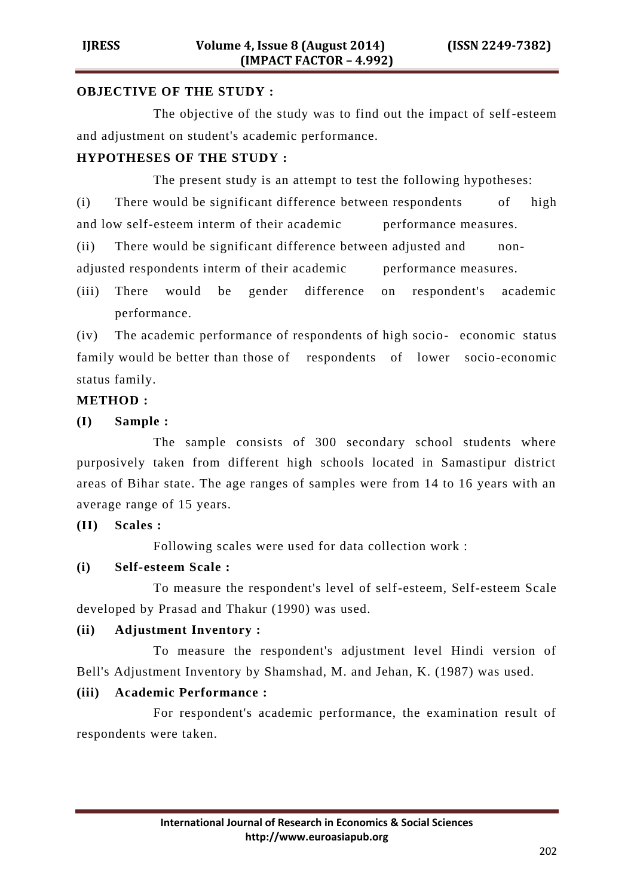**OBJECTIVE OF THE STUDY :**

The objective of the study was to find out the impact of self-esteem and adjustment on student's academic performance.

**HYPOTHESES OF THE STUDY :**

The present study is an attempt to test the following hypotheses:

(i) There would be significant difference between respondents of high and low self-esteem interm of their academic performance measures.

(ii) There would be significant difference between adjusted and non-adjusted respondents interm of their academic performance measures.

(iii) There would be gender difference on respondent's academic performance.

(iv) The academic performance of respondents of high socio- economic status family would be better than those of respondents of lower socio-economic status family.

**METHOD :**

**(I) Sample :**

The sample consists of 300 secondary school students where purposively taken from different high schools located in Samastipur district areas of Bihar state. The age ranges of samples were from 14 to 16 years with an average range of 15 years.

**(II) Scales :**

Following scales were used for data collection work :

**(i) Self-esteem Scale :**

To measure the respondent's level of self-esteem, Self-esteem Scale developed by Prasad and Thakur (1990) was used.

**(ii) Adjustment Inventory :**

To measure the respondent's adjustment level Hindi version of Bell's Adjustment Inventory by Shamshad, M. and Jehan, K. (1987) was used.

**(iii) Academic Performance :**

For respondent's academic performance, the examination result of respondents were taken.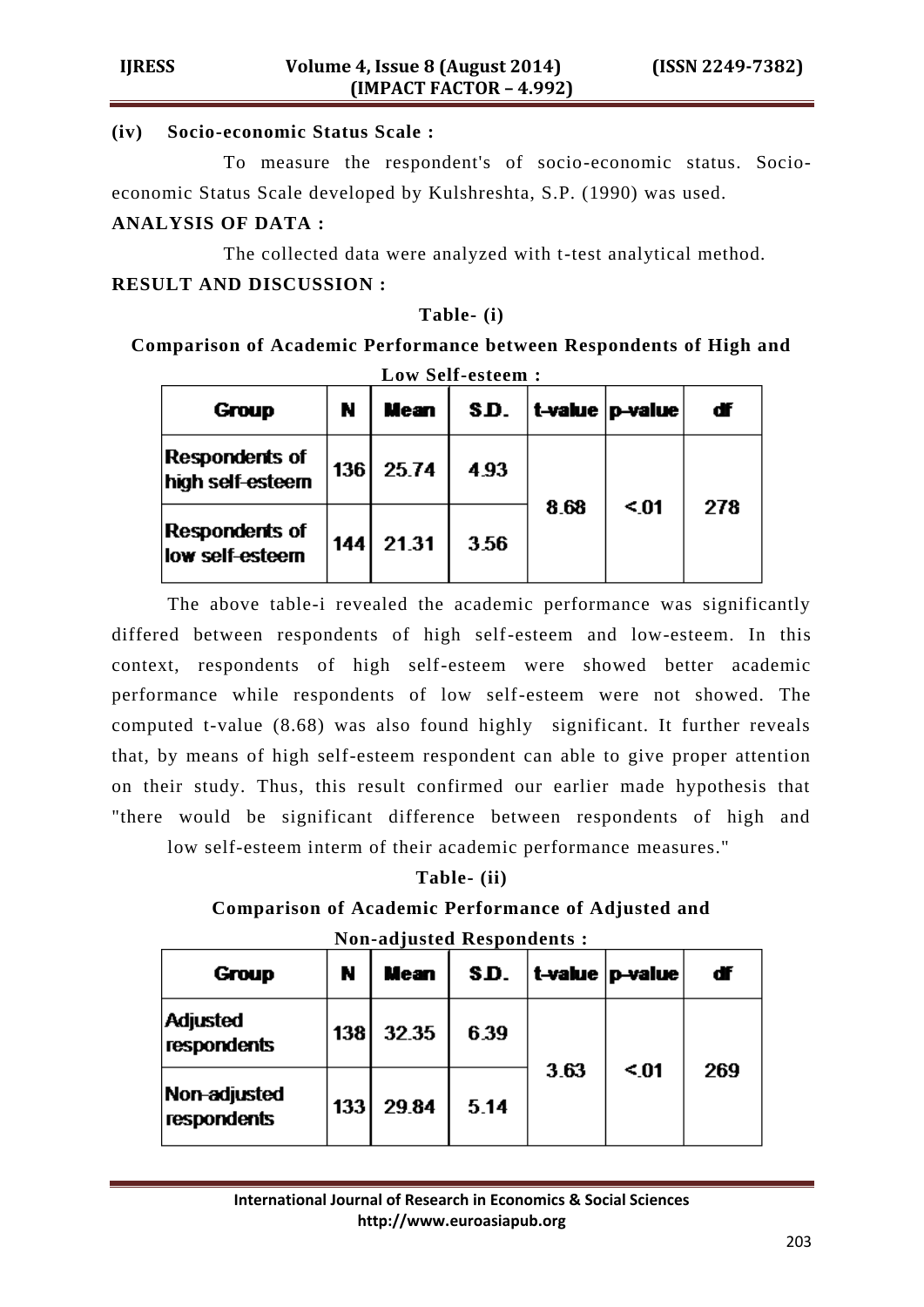**(iv) Socio-economic Status Scale :**

To measure the respondent's of socio-economic status. Socio-economic Status Scale developed by Kulshreshta, S.P. (1990) was used.

**ANALYSIS OF DATA :**

The collected data were analyzed with t-test analytical method.

**RESULT AND DISCUSSION :**

**Table- (i)**

**Comparison of Academic Performance between Respondents of High and Low Self-esteem :**

| Group | N | Mean | S.D. | t-value | p-value | df |
|---|---|---|---|---|---|---|
| Respondents of high self-esteem | 136 | 25.74 | 4.93 | 8.68 | <.01 | 278 |
| Respondents of low self-esteem | 144 | 21.31 | 3.56 | | | |

The above table-i revealed the academic performance was significantly differed between respondents of high self-esteem and low-esteem. In this context, respondents of high self-esteem were showed better academic performance while respondents of low self-esteem were not showed. The computed t-value (8.68) was also found highly significant. It further reveals that, by means of high self-esteem respondent can able to give proper attention on their study. Thus, this result confirmed our earlier made hypothesis that "there would be significant difference between respondents of high and low self-esteem interm of their academic performance measures."

**Table- (ii)**

**Comparison of Academic Performance of Adjusted and Non-adjusted Respondents :**

| Group | N | Mean | S.D. | t-value | p-value | df |
|---|---|---|---|---|---|---|
| Adjusted respondents | 138 | 32.35 | 6.39 | 3.63 | <.01 | 269 |
| Non-adjusted respondents | 133 | 29.84 | 5.14 | | | |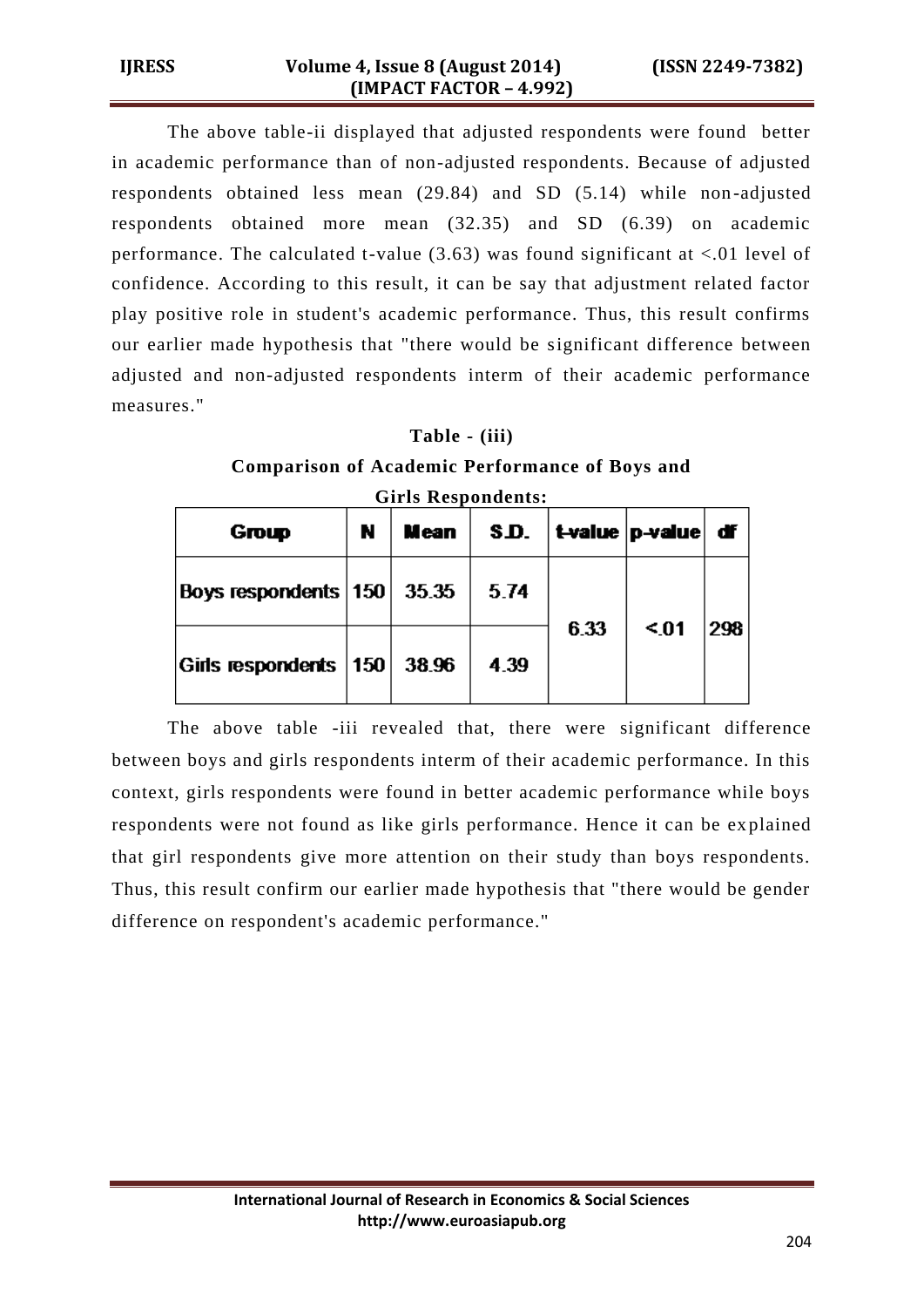The above table-ii displayed that adjusted respondents were found better in academic performance than of non-adjusted respondents. Because of adjusted respondents obtained less mean (29.84) and SD (5.14) while non-adjusted respondents obtained more mean (32.35) and SD (6.39) on academic performance. The calculated t-value (3.63) was found significant at <.01 level of confidence. According to this result, it can be say that adjustment related factor play positive role in student's academic performance. Thus, this result confirms our earlier made hypothesis that "there would be significant difference between adjusted and non-adjusted respondents interm of their academic performance measures."

**Table - (iii)**

**Comparison of Academic Performance of Boys and Girls Respondents:**

| Group | N | Mean | S.D. | t-value | p-value | df |
|---|---|---|---|---|---|---|
| Boys respondents | 150 | 35.35 | 5.74 | 6.33 | <.01 | 298 |
| Girls respondents | 150 | 38.96 | 4.39 | | | |

The above table -iii revealed that, there were significant difference between boys and girls respondents interm of their academic performance. In this context, girls respondents were found in better academic performance while boys respondents were not found as like girls performance. Hence it can be explained that girl respondents give more attention on their study than boys respondents. Thus, this result confirm our earlier made hypothesis that "there would be gender difference on respondent's academic performance."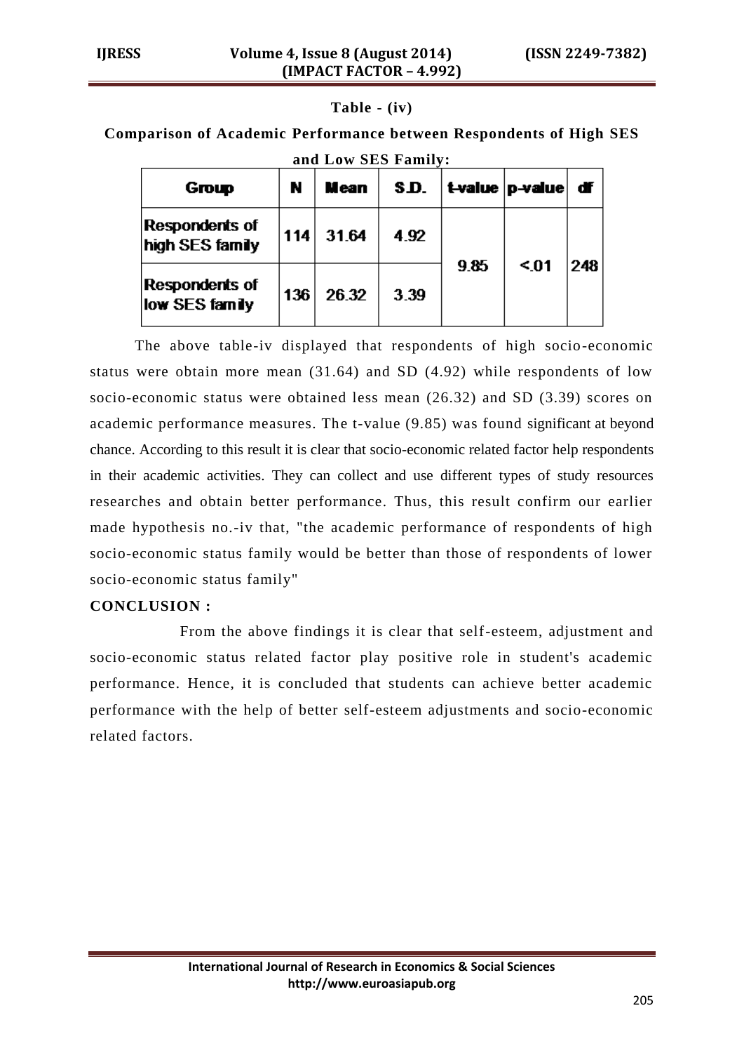**Table - (iv)**

**Comparison of Academic Performance between Respondents of High SES and Low SES Family:**

| Group | N | Mean | S.D. | t-value | p-value | df |
|---|---|---|---|---|---|---|
| Respondents of high SES family | 114 | 31.64 | 4.92 | 9.85 | <.01 | 248 |
| Respondents of low SES family | 136 | 26.32 | 3.39 | | | |

The above table-iv displayed that respondents of high socio-economic status were obtain more mean (31.64) and SD (4.92) while respondents of low socio-economic status were obtained less mean (26.32) and SD (3.39) scores on academic performance measures. The t-value (9.85) was found significant at beyond chance. According to this result it is clear that socio-economic related factor help respondents in their academic activities. They can collect and use different types of study resources researches and obtain better performance. Thus, this result confirm our earlier made hypothesis no.-iv that, "the academic performance of respondents of high socio-economic status family would be better than those of respondents of lower socio-economic status family"

**CONCLUSION :**

From the above findings it is clear that self-esteem, adjustment and socio-economic status related factor play positive role in student's academic performance. Hence, it is concluded that students can achieve better academic performance with the help of better self-esteem adjustments and socio-economic related factors.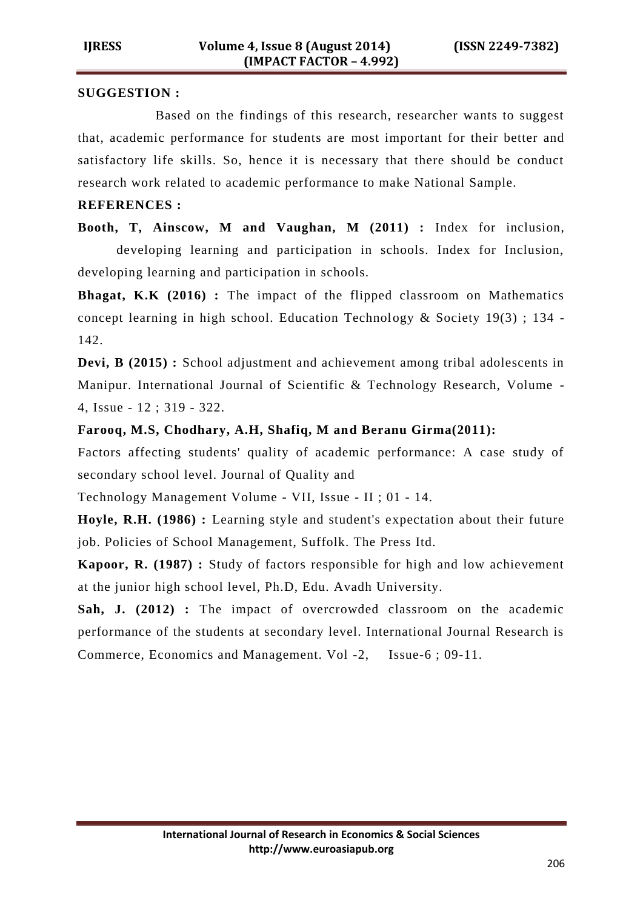## SUGGESTION :

Based on the findings of this research, researcher wants to suggest that, academic performance for students are most important for their better and satisfactory life skills. So, hence it is necessary that there should be conduct research work related to academic performance to make National Sample.

## REFERENCES :

**Booth, T, Ainscow, M and Vaughan, M (2011) :** Index for inclusion, developing learning and participation in schools. Index for Inclusion, developing learning and participation in schools.

**Bhagat, K.K (2016) :** The impact of the flipped classroom on Mathematics concept learning in high school. Education Technology & Society 19(3) ; 134 - 142.

**Devi, B (2015) :** School adjustment and achievement among tribal adolescents in Manipur. International Journal of Scientific & Technology Research, Volume - 4, Issue - 12 ; 319 - 322.

**Farooq, M.S, Chodhary, A.H, Shafiq, M and Beranu Girma(2011):** Factors affecting students' quality of academic performance: A case study of secondary school level. Journal of Quality and Technology Management Volume - VII, Issue - II ; 01 - 14.

**Hoyle, R.H. (1986) :** Learning style and student's expectation about their future job. Policies of School Management, Suffolk. The Press Itd.

**Kapoor, R. (1987) :** Study of factors responsible for high and low achievement at the junior high school level, Ph.D, Edu. Avadh University.

**Sah, J. (2012) :** The impact of overcrowded classroom on the academic performance of the students at secondary level. International Journal Research is Commerce, Economics and Management. Vol -2, Issue-6 ; 09-11.